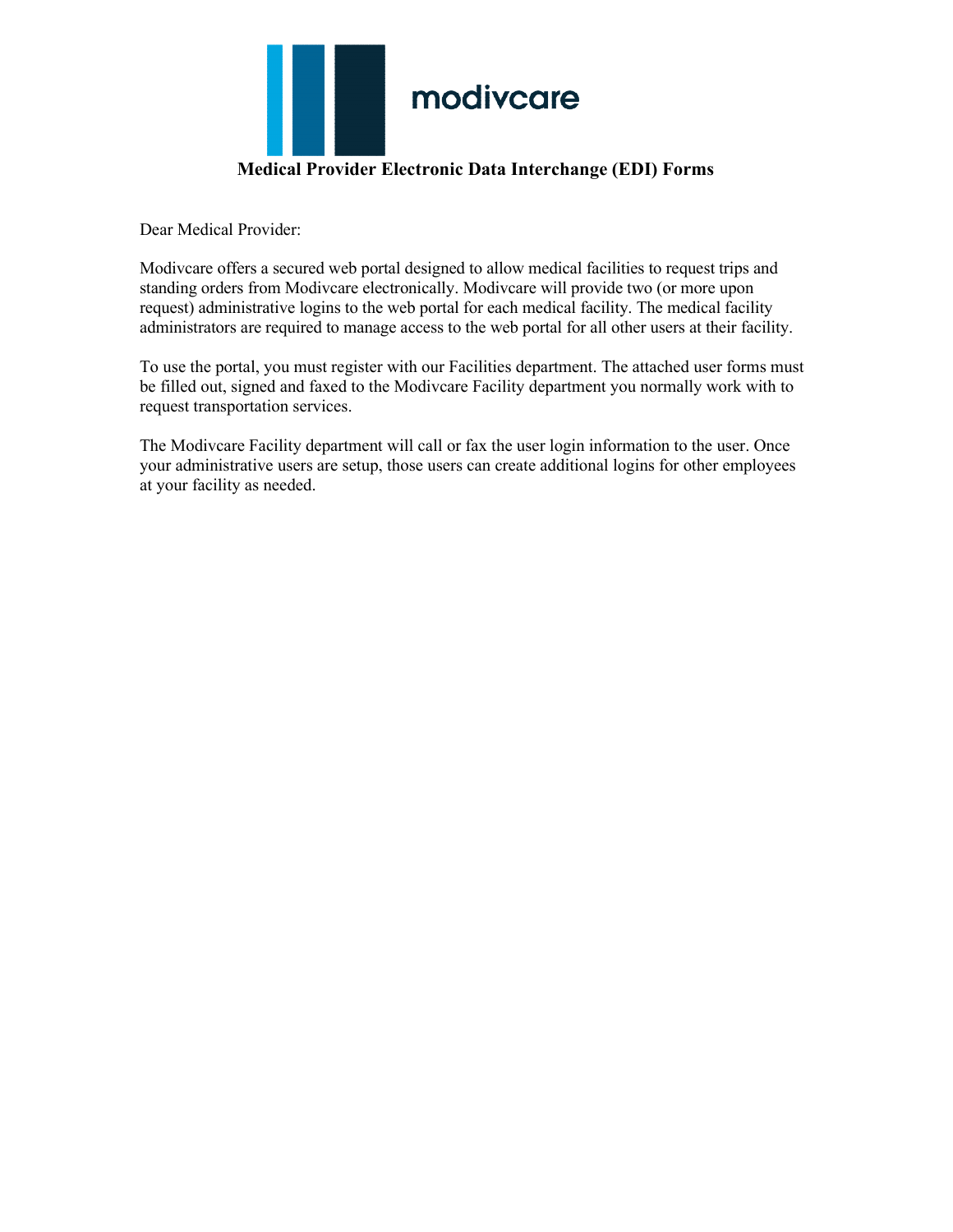modivcare

# Medical Provider Electronic Data Interchange (EDI) Forms

Dear Medical Provider:

Modivcare offers a secured web portal designed to allow medical facilities to request trips and standing orders from Modivcare electronically. Modivcare will provide two (or more upon request) administrative logins to the web portal for each medical facility. The medical facility administrators are required to manage access to the web portal for all other users at their facility.

To use the portal, you must register with our Facilities department. The attached user forms must be filled out, signed and faxed to the Modivcare Facility department you normally work with to request transportation services.

The Modivcare Facility department will call or fax the user login information to the user. Once your administrative users are setup, those users can create additional logins for other employees at your facility as needed.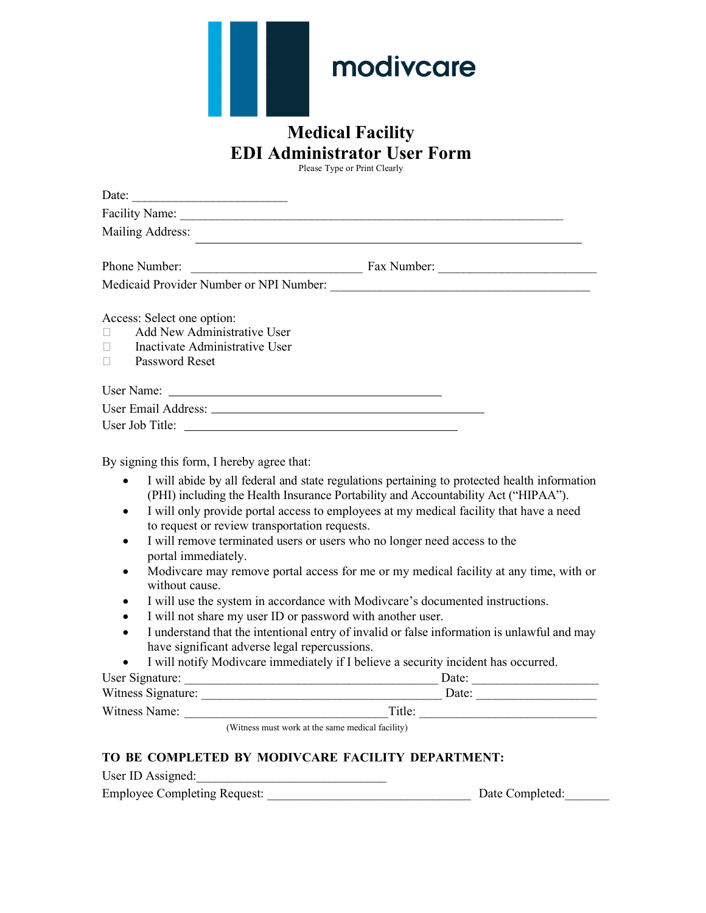modivcare

# Medical Facility
# EDI Administrator User Form

Please Type or Print Clearly

Date: ________________________

Facility Name: ____________________________________________________________

Mailing Address: ____________________________________________________________

Phone Number: __________________________ Fax Number: ________________________

Medicaid Provider Number or NPI Number: ________________________________________

Access: Select one option:

- ☐ Add New Administrative User
- ☐ Inactivate Administrative User
- ☐ Password Reset

User Name: ____________________________________________

User Email Address: ____________________________________________

User Job Title: ____________________________________________

By signing this form, I hereby agree that:

- I will abide by all federal and state regulations pertaining to protected health information (PHI) including the Health Insurance Portability and Accountability Act ("HIPAA").
- I will only provide portal access to employees at my medical facility that have a need to request or review transportation requests.
- I will remove terminated users or users who no longer need access to the portal immediately.
- Modivcare may remove portal access for me or my medical facility at any time, with or without cause.
- I will use the system in accordance with Modivcare's documented instructions.
- I will not share my user ID or password with another user.
- I understand that the intentional entry of invalid or false information is unlawful and may have significant adverse legal repercussions.
- I will notify Modivcare immediately if I believe a security incident has occurred.

User Signature: ________________________________________ Date: ___________________

Witness Signature: ______________________________________ Date: ___________________

Witness Name: ______________________________ Title: ___________________________

(Witness must work at the same medical facility)

**TO BE COMPLETED BY MODIVCARE FACILITY DEPARTMENT:**

User ID Assigned: ______________________________

Employee Completing Request: ________________________________ Date Completed: _______